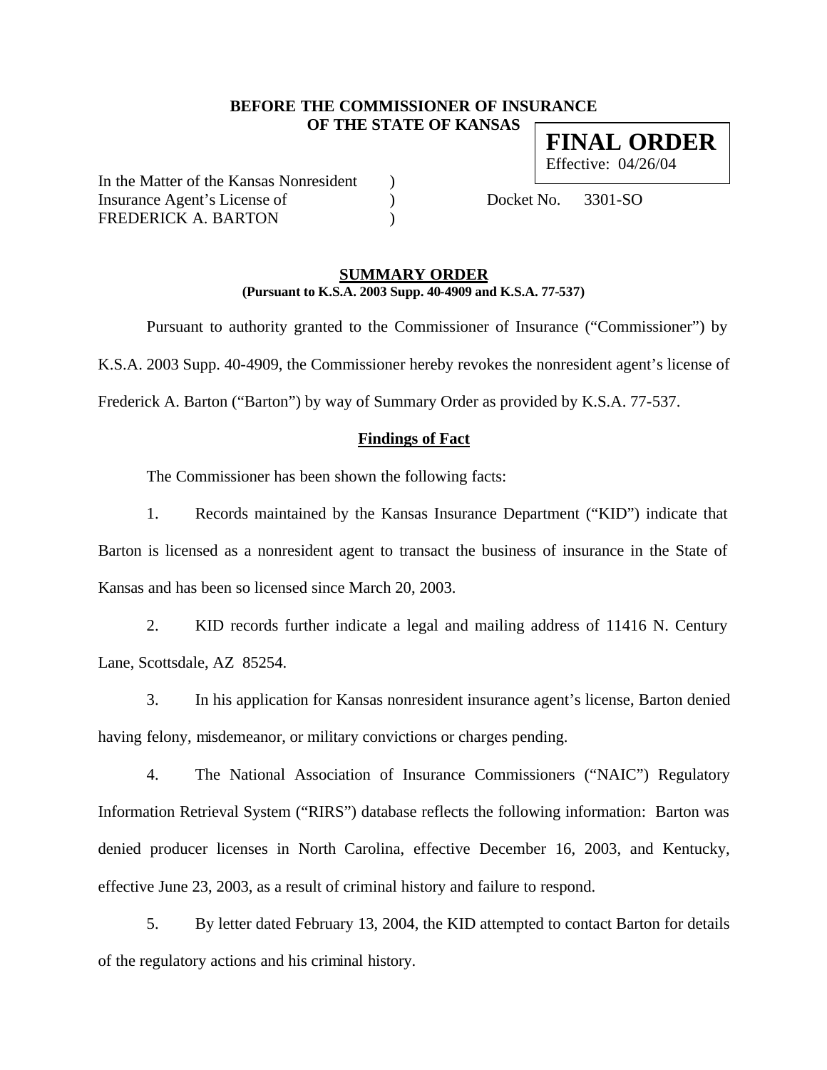**BEFORE THE COMMISSIONER OF INSURANCE**
**OF THE STATE OF KANSAS**

**FINAL ORDER**
Effective: 04/26/04

In the Matter of the Kansas Nonresident )
Insurance Agent's License of ) Docket No. 3301-SO
FREDERICK A. BARTON )

## SUMMARY ORDER

**(Pursuant to K.S.A. 2003 Supp. 40-4909 and K.S.A. 77-537)**

Pursuant to authority granted to the Commissioner of Insurance ("Commissioner") by K.S.A. 2003 Supp. 40-4909, the Commissioner hereby revokes the nonresident agent's license of Frederick A. Barton ("Barton") by way of Summary Order as provided by K.S.A. 77-537.

### Findings of Fact

The Commissioner has been shown the following facts:

1. Records maintained by the Kansas Insurance Department ("KID") indicate that Barton is licensed as a nonresident agent to transact the business of insurance in the State of Kansas and has been so licensed since March 20, 2003.

2. KID records further indicate a legal and mailing address of 11416 N. Century Lane, Scottsdale, AZ 85254.

3. In his application for Kansas nonresident insurance agent's license, Barton denied having felony, misdemeanor, or military convictions or charges pending.

4. The National Association of Insurance Commissioners ("NAIC") Regulatory Information Retrieval System ("RIRS") database reflects the following information: Barton was denied producer licenses in North Carolina, effective December 16, 2003, and Kentucky, effective June 23, 2003, as a result of criminal history and failure to respond.

5. By letter dated February 13, 2004, the KID attempted to contact Barton for details of the regulatory actions and his criminal history.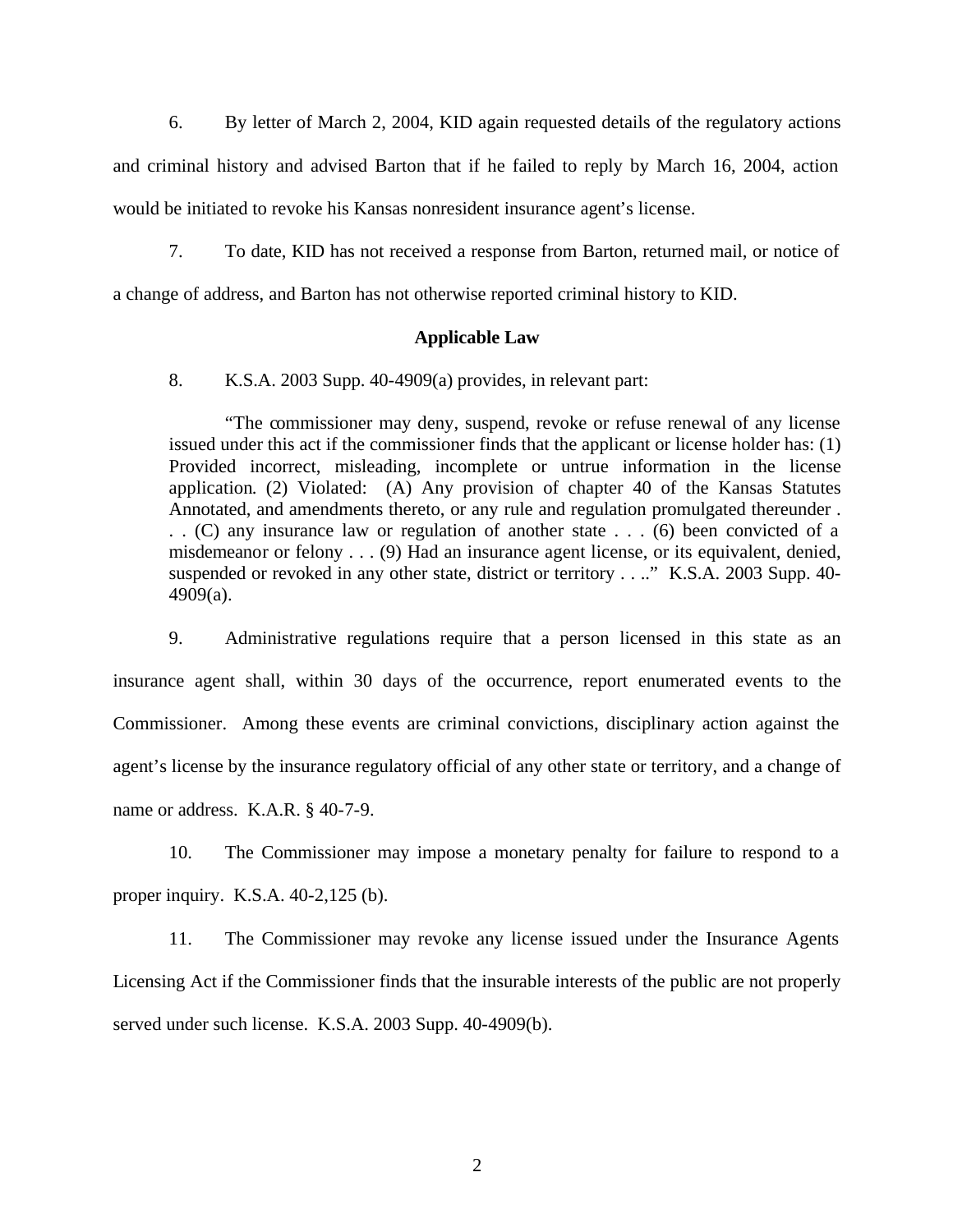6. By letter of March 2, 2004, KID again requested details of the regulatory actions and criminal history and advised Barton that if he failed to reply by March 16, 2004, action would be initiated to revoke his Kansas nonresident insurance agent's license.

7. To date, KID has not received a response from Barton, returned mail, or notice of a change of address, and Barton has not otherwise reported criminal history to KID.

**Applicable Law**

8. K.S.A. 2003 Supp. 40-4909(a) provides, in relevant part:

> "The commissioner may deny, suspend, revoke or refuse renewal of any license issued under this act if the commissioner finds that the applicant or license holder has: (1) Provided incorrect, misleading, incomplete or untrue information in the license application. (2) Violated: (A) Any provision of chapter 40 of the Kansas Statutes Annotated, and amendments thereto, or any rule and regulation promulgated thereunder . . . (C) any insurance law or regulation of another state . . . (6) been convicted of a misdemeanor or felony . . . (9) Had an insurance agent license, or its equivalent, denied, suspended or revoked in any other state, district or territory . . .." K.S.A. 2003 Supp. 40-4909(a).

9. Administrative regulations require that a person licensed in this state as an insurance agent shall, within 30 days of the occurrence, report enumerated events to the Commissioner. Among these events are criminal convictions, disciplinary action against the agent's license by the insurance regulatory official of any other state or territory, and a change of name or address. K.A.R. § 40-7-9.

10. The Commissioner may impose a monetary penalty for failure to respond to a proper inquiry. K.S.A. 40-2,125 (b).

11. The Commissioner may revoke any license issued under the Insurance Agents Licensing Act if the Commissioner finds that the insurable interests of the public are not properly served under such license. K.S.A. 2003 Supp. 40-4909(b).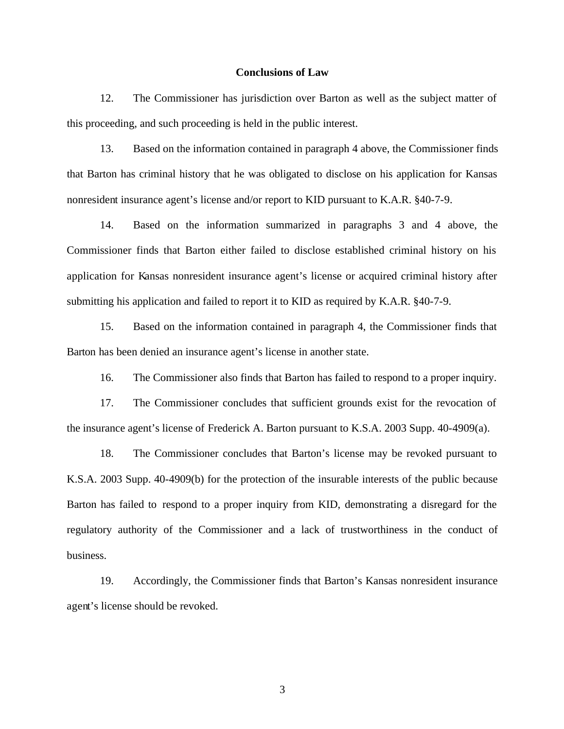**Conclusions of Law**

12. The Commissioner has jurisdiction over Barton as well as the subject matter of this proceeding, and such proceeding is held in the public interest.

13. Based on the information contained in paragraph 4 above, the Commissioner finds that Barton has criminal history that he was obligated to disclose on his application for Kansas nonresident insurance agent's license and/or report to KID pursuant to K.A.R. §40-7-9.

14. Based on the information summarized in paragraphs 3 and 4 above, the Commissioner finds that Barton either failed to disclose established criminal history on his application for Kansas nonresident insurance agent's license or acquired criminal history after submitting his application and failed to report it to KID as required by K.A.R. §40-7-9.

15. Based on the information contained in paragraph 4, the Commissioner finds that Barton has been denied an insurance agent's license in another state.

16. The Commissioner also finds that Barton has failed to respond to a proper inquiry.

17. The Commissioner concludes that sufficient grounds exist for the revocation of the insurance agent's license of Frederick A. Barton pursuant to K.S.A. 2003 Supp. 40-4909(a).

18. The Commissioner concludes that Barton's license may be revoked pursuant to K.S.A. 2003 Supp. 40-4909(b) for the protection of the insurable interests of the public because Barton has failed to respond to a proper inquiry from KID, demonstrating a disregard for the regulatory authority of the Commissioner and a lack of trustworthiness in the conduct of business.

19. Accordingly, the Commissioner finds that Barton's Kansas nonresident insurance agent's license should be revoked.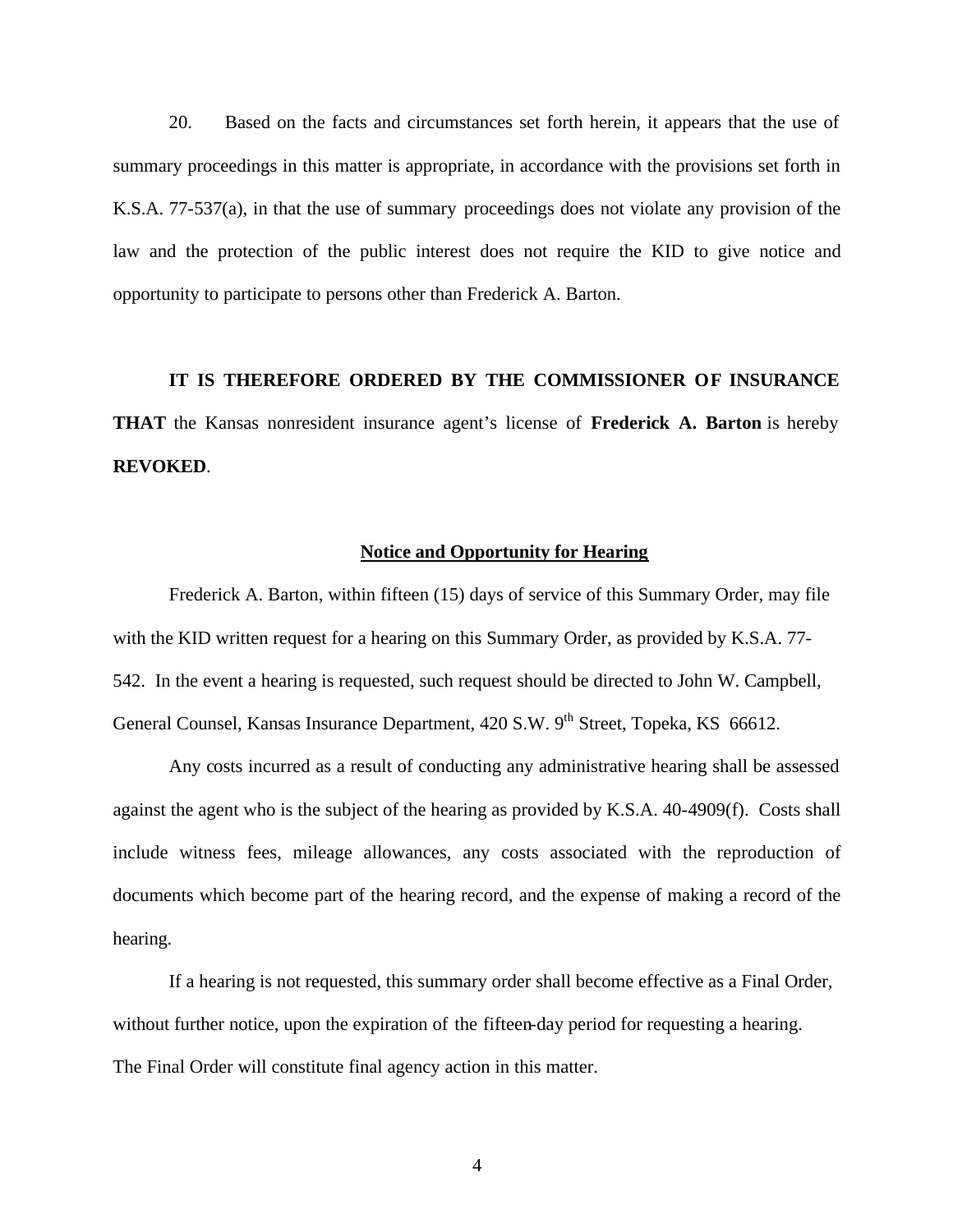20. Based on the facts and circumstances set forth herein, it appears that the use of summary proceedings in this matter is appropriate, in accordance with the provisions set forth in K.S.A. 77-537(a), in that the use of summary proceedings does not violate any provision of the law and the protection of the public interest does not require the KID to give notice and opportunity to participate to persons other than Frederick A. Barton.

**IT IS THEREFORE ORDERED BY THE COMMISSIONER OF INSURANCE THAT** the Kansas nonresident insurance agent's license of **Frederick A. Barton** is hereby **REVOKED**.

## Notice and Opportunity for Hearing

Frederick A. Barton, within fifteen (15) days of service of this Summary Order, may file with the KID written request for a hearing on this Summary Order, as provided by K.S.A. 77-542. In the event a hearing is requested, such request should be directed to John W. Campbell, General Counsel, Kansas Insurance Department, 420 S.W. 9th Street, Topeka, KS 66612.

Any costs incurred as a result of conducting any administrative hearing shall be assessed against the agent who is the subject of the hearing as provided by K.S.A. 40-4909(f). Costs shall include witness fees, mileage allowances, any costs associated with the reproduction of documents which become part of the hearing record, and the expense of making a record of the hearing.

If a hearing is not requested, this summary order shall become effective as a Final Order, without further notice, upon the expiration of the fifteen-day period for requesting a hearing. The Final Order will constitute final agency action in this matter.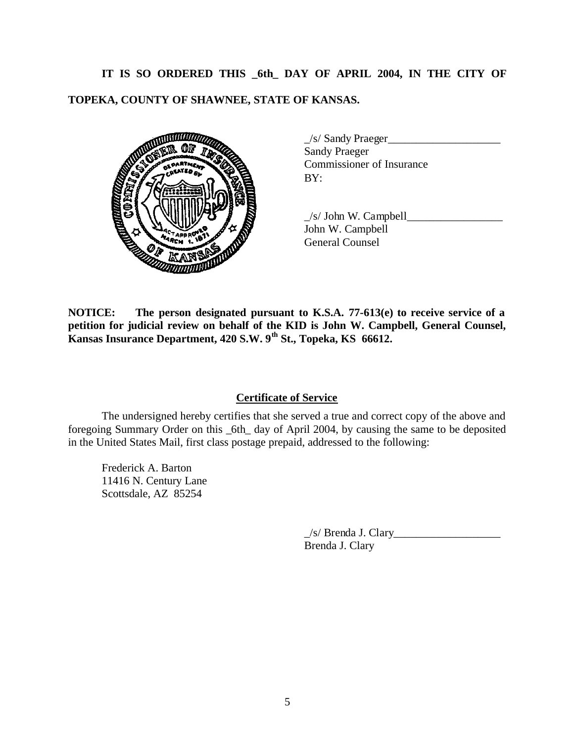**IT IS SO ORDERED THIS _6th_ DAY OF APRIL 2004, IN THE CITY OF TOPEKA, COUNTY OF SHAWNEE, STATE OF KANSAS.**

_/s/ Sandy Praeger____________________
Sandy Praeger
Commissioner of Insurance
BY:

_/s/ John W. Campbell_________________
John W. Campbell
General Counsel

**NOTICE: The person designated pursuant to K.S.A. 77-613(e) to receive service of a petition for judicial review on behalf of the KID is John W. Campbell, General Counsel, Kansas Insurance Department, 420 S.W. 9th St., Topeka, KS 66612.**

**Certificate of Service**

The undersigned hereby certifies that she served a true and correct copy of the above and foregoing Summary Order on this _6th_ day of April 2004, by causing the same to be deposited in the United States Mail, first class postage prepaid, addressed to the following:

Frederick A. Barton
11416 N. Century Lane
Scottsdale, AZ 85254

_/s/ Brenda J. Clary___________________
Brenda J. Clary